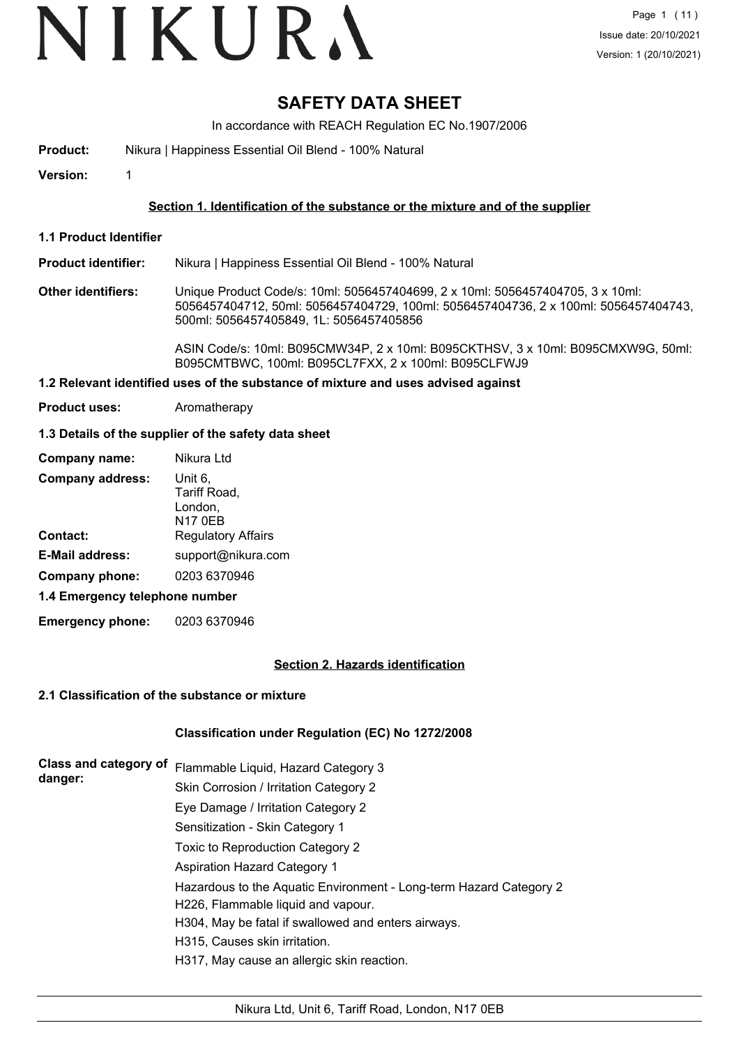# SAFETY DATA SHEET

In accordance with REACH Regulation EC No.1907/2006

**Product:** Nikura | Happiness Essential Oil Blend - 100% Natural

**Version:** 1

## Section 1. Identification of the substance or the mixture and of the supplier

**1.1 Product Identifier**

**Product identifier:** Nikura | Happiness Essential Oil Blend - 100% Natural

**Other identifiers:** Unique Product Code/s: 10ml: 5056457404699, 2 x 10ml: 5056457404705, 3 x 10ml: 5056457404712, 50ml: 5056457404729, 100ml: 5056457404736, 2 x 100ml: 5056457404743, 500ml: 5056457405849, 1L: 5056457405856

ASIN Code/s: 10ml: B095CMW34P, 2 x 10ml: B095CKTHSV, 3 x 10ml: B095CMXW9G, 50ml: B095CMTBWC, 100ml: B095CL7FXX, 2 x 100ml: B095CLFWJ9

**1.2 Relevant identified uses of the substance of mixture and uses advised against**

**Product uses:** Aromatherapy

**1.3 Details of the supplier of the safety data sheet**

**Company name:** Nikura Ltd

**Company address:** Unit 6, Tariff Road, London, N17 0EB

**Contact:** Regulatory Affairs

**E-Mail address:** support@nikura.com

**Company phone:** 0203 6370946

**1.4 Emergency telephone number**

**Emergency phone:** 0203 6370946

## Section 2. Hazards identification

**2.1 Classification of the substance or mixture**

**Classification under Regulation (EC) No 1272/2008**

**Class and category of danger:**

Flammable Liquid, Hazard Category 3
Skin Corrosion / Irritation Category 2
Eye Damage / Irritation Category 2
Sensitization - Skin Category 1
Toxic to Reproduction Category 2
Aspiration Hazard Category 1
Hazardous to the Aquatic Environment - Long-term Hazard Category 2

H226, Flammable liquid and vapour.
H304, May be fatal if swallowed and enters airways.
H315, Causes skin irritation.
H317, May cause an allergic skin reaction.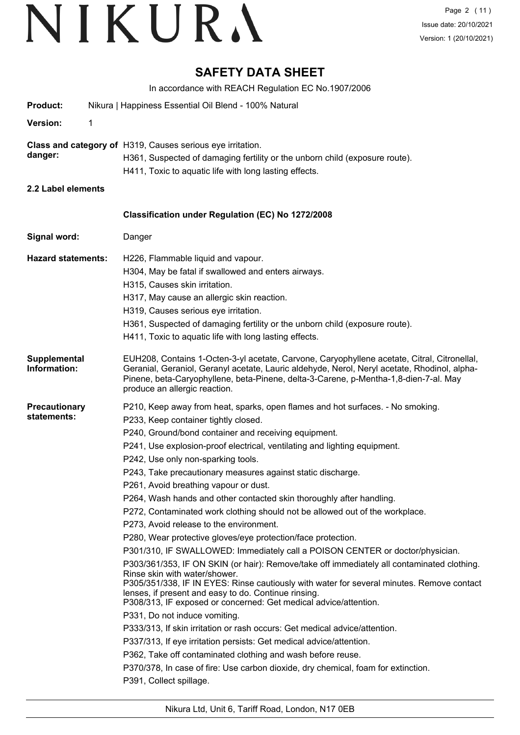# SAFETY DATA SHEET

In accordance with REACH Regulation EC No.1907/2006

**Product:** Nikura | Happiness Essential Oil Blend - 100% Natural

**Version:** 1

**Class and category of danger:**
H319, Causes serious eye irritation.
H361, Suspected of damaging fertility or the unborn child (exposure route).
H411, Toxic to aquatic life with long lasting effects.

**2.2 Label elements**

**Classification under Regulation (EC) No 1272/2008**

**Signal word:** Danger

**Hazard statements:**
H226, Flammable liquid and vapour.
H304, May be fatal if swallowed and enters airways.
H315, Causes skin irritation.
H317, May cause an allergic skin reaction.
H319, Causes serious eye irritation.
H361, Suspected of damaging fertility or the unborn child (exposure route).
H411, Toxic to aquatic life with long lasting effects.

**Supplemental Information:**
EUH208, Contains 1-Octen-3-yl acetate, Carvone, Caryophyllene acetate, Citral, Citronellal, Geranial, Geraniol, Geranyl acetate, Lauric aldehyde, Nerol, Neryl acetate, Rhodinol, alpha-Pinene, beta-Caryophyllene, beta-Pinene, delta-3-Carene, p-Mentha-1,8-dien-7-al. May produce an allergic reaction.

**Precautionary statements:**
P210, Keep away from heat, sparks, open flames and hot surfaces. - No smoking.
P233, Keep container tightly closed.
P240, Ground/bond container and receiving equipment.
P241, Use explosion-proof electrical, ventilating and lighting equipment.
P242, Use only non-sparking tools.
P243, Take precautionary measures against static discharge.
P261, Avoid breathing vapour or dust.
P264, Wash hands and other contacted skin thoroughly after handling.
P272, Contaminated work clothing should not be allowed out of the workplace.
P273, Avoid release to the environment.
P280, Wear protective gloves/eye protection/face protection.
P301/310, IF SWALLOWED: Immediately call a POISON CENTER or doctor/physician.
P303/361/353, IF ON SKIN (or hair): Remove/take off immediately all contaminated clothing. Rinse skin with water/shower.
P305/351/338, IF IN EYES: Rinse cautiously with water for several minutes. Remove contact lenses, if present and easy to do. Continue rinsing.
P308/313, IF exposed or concerned: Get medical advice/attention.
P331, Do not induce vomiting.
P333/313, If skin irritation or rash occurs: Get medical advice/attention.
P337/313, If eye irritation persists: Get medical advice/attention.
P362, Take off contaminated clothing and wash before reuse.
P370/378, In case of fire: Use carbon dioxide, dry chemical, foam for extinction.
P391, Collect spillage.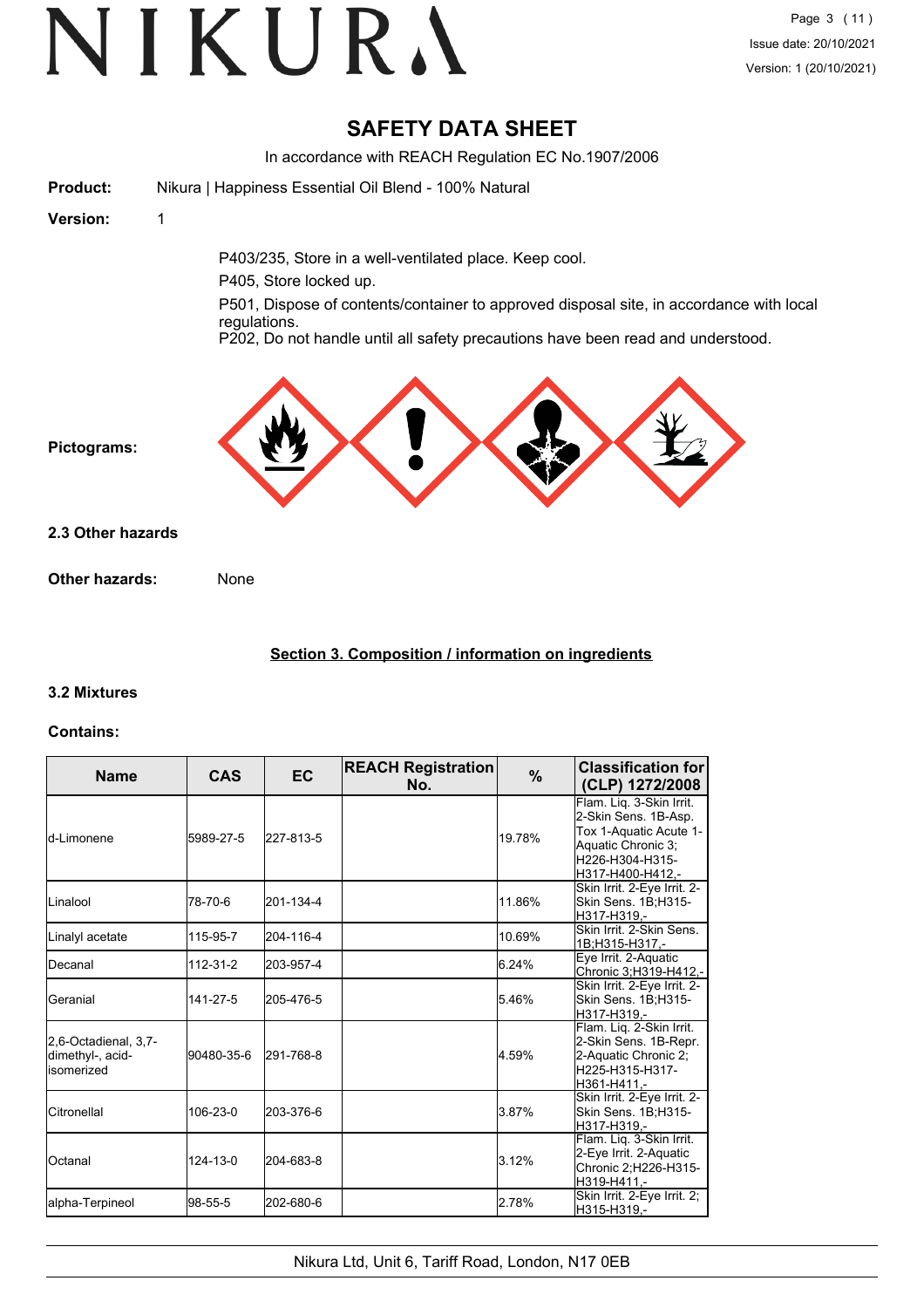# SAFETY DATA SHEET

In accordance with REACH Regulation EC No.1907/2006

**Product:** Nikura | Happiness Essential Oil Blend - 100% Natural

**Version:** 1

P403/235, Store in a well-ventilated place. Keep cool.

P405, Store locked up.

P501, Dispose of contents/container to approved disposal site, in accordance with local regulations.

P202, Do not handle until all safety precautions have been read and understood.

**Pictograms:**

**2.3 Other hazards**

**Other hazards:** None

## Section 3. Composition / information on ingredients

**3.2 Mixtures**

**Contains:**

| Name | CAS | EC | REACH Registration No. | % | Classification for (CLP) 1272/2008 |
|---|---|---|---|---|---|
| d-Limonene | 5989-27-5 | 227-813-5 | | 19.78% | Flam. Liq. 3-Skin Irrit. 2-Skin Sens. 1B-Asp. Tox 1-Aquatic Acute 1-Aquatic Chronic 3; H226-H304-H315-H317-H400-H412,- |
| Linalool | 78-70-6 | 201-134-4 | | 11.86% | Skin Irrit. 2-Eye Irrit. 2-Skin Sens. 1B;H315-H317-H319,- |
| Linalyl acetate | 115-95-7 | 204-116-4 | | 10.69% | Skin Irrit. 2-Skin Sens. 1B;H315-H317,- |
| Decanal | 112-31-2 | 203-957-4 | | 6.24% | Eye Irrit. 2-Aquatic Chronic 3;H319-H412,- |
| Geranial | 141-27-5 | 205-476-5 | | 5.46% | Skin Irrit. 2-Eye Irrit. 2-Skin Sens. 1B;H315-H317-H319,- |
| 2,6-Octadienal, 3,7-dimethyl-, acid-isomerized | 90480-35-6 | 291-768-8 | | 4.59% | Flam. Liq. 2-Skin Irrit. 2-Skin Sens. 1B-Repr. 2-Aquatic Chronic 2; H225-H315-H317-H361-H411,- |
| Citronellal | 106-23-0 | 203-376-6 | | 3.87% | Skin Irrit. 2-Eye Irrit. 2-Skin Sens. 1B;H315-H317-H319,- |
| Octanal | 124-13-0 | 204-683-8 | | 3.12% | Flam. Liq. 3-Skin Irrit. 2-Eye Irrit. 2-Aquatic Chronic 2;H226-H315-H319-H411,- |
| alpha-Terpineol | 98-55-5 | 202-680-6 | | 2.78% | Skin Irrit. 2-Eye Irrit. 2; H315-H319,- |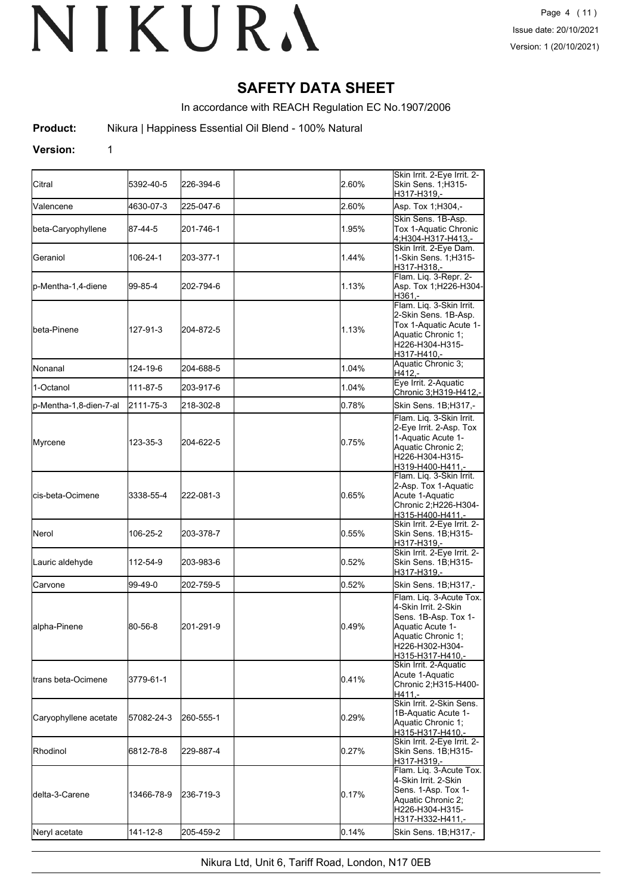# NIKURA

## SAFETY DATA SHEET

In accordance with REACH Regulation EC No.1907/2006

**Product:** Nikura | Happiness Essential Oil Blend - 100% Natural

**Version:** 1

| | | | | | |
|---|---|---|---|---|---|
| Citral | 5392-40-5 | 226-394-6 | | 2.60% | Skin Irrit. 2-Eye Irrit. 2-Skin Sens. 1;H315-H317-H319,- |
| Valencene | 4630-07-3 | 225-047-6 | | 2.60% | Asp. Tox 1;H304,- |
| beta-Caryophyllene | 87-44-5 | 201-746-1 | | 1.95% | Skin Sens. 1B-Asp. Tox 1-Aquatic Chronic 4;H304-H317-H413,- |
| Geraniol | 106-24-1 | 203-377-1 | | 1.44% | Skin Irrit. 2-Eye Dam. 1-Skin Sens. 1;H315-H317-H318,- |
| p-Mentha-1,4-diene | 99-85-4 | 202-794-6 | | 1.13% | Flam. Liq. 3-Repr. 2-Asp. Tox 1;H226-H304-H361,- |
| beta-Pinene | 127-91-3 | 204-872-5 | | 1.13% | Flam. Liq. 3-Skin Irrit. 2-Skin Sens. 1B-Asp. Tox 1-Aquatic Acute 1-Aquatic Chronic 1; H226-H304-H315-H317-H410,- |
| Nonanal | 124-19-6 | 204-688-5 | | 1.04% | Aquatic Chronic 3; H412,- |
| 1-Octanol | 111-87-5 | 203-917-6 | | 1.04% | Eye Irrit. 2-Aquatic Chronic 3;H319-H412,- |
| p-Mentha-1,8-dien-7-al | 2111-75-3 | 218-302-8 | | 0.78% | Skin Sens. 1B;H317,- |
| Myrcene | 123-35-3 | 204-622-5 | | 0.75% | Flam. Liq. 3-Skin Irrit. 2-Eye Irrit. 2-Asp. Tox 1-Aquatic Acute 1-Aquatic Chronic 2; H226-H304-H315-H319-H400-H411,- |
| cis-beta-Ocimene | 3338-55-4 | 222-081-3 | | 0.65% | Flam. Liq. 3-Skin Irrit. 2-Asp. Tox 1-Aquatic Acute 1-Aquatic Chronic 2;H226-H304-H315-H400-H411,- |
| Nerol | 106-25-2 | 203-378-7 | | 0.55% | Skin Irrit. 2-Eye Irrit. 2-Skin Sens. 1B;H315-H317-H319,- |
| Lauric aldehyde | 112-54-9 | 203-983-6 | | 0.52% | Skin Irrit. 2-Eye Irrit. 2-Skin Sens. 1B;H315-H317-H319,- |
| Carvone | 99-49-0 | 202-759-5 | | 0.52% | Skin Sens. 1B;H317,- |
| alpha-Pinene | 80-56-8 | 201-291-9 | | 0.49% | Flam. Liq. 3-Acute Tox. 4-Skin Irrit. 2-Skin Sens. 1B-Asp. Tox 1-Aquatic Acute 1-Aquatic Chronic 1; H226-H302-H304-H315-H317-H410,- |
| trans beta-Ocimene | 3779-61-1 | | | 0.41% | Skin Irrit. 2-Aquatic Acute 1-Aquatic Chronic 2;H315-H400-H411,- |
| Caryophyllene acetate | 57082-24-3 | 260-555-1 | | 0.29% | Skin Irrit. 2-Skin Sens. 1B-Aquatic Acute 1-Aquatic Chronic 1; H315-H317-H410,- |
| Rhodinol | 6812-78-8 | 229-887-4 | | 0.27% | Skin Irrit. 2-Eye Irrit. 2-Skin Sens. 1B;H315-H317-H319,- |
| delta-3-Carene | 13466-78-9 | 236-719-3 | | 0.17% | Flam. Liq. 3-Acute Tox. 4-Skin Irrit. 2-Skin Sens. 1-Asp. Tox 1-Aquatic Chronic 2; H226-H304-H315-H317-H332-H411,- |
| Neryl acetate | 141-12-8 | 205-459-2 | | 0.14% | Skin Sens. 1B;H317,- |

Nikura Ltd, Unit 6, Tariff Road, London, N17 0EB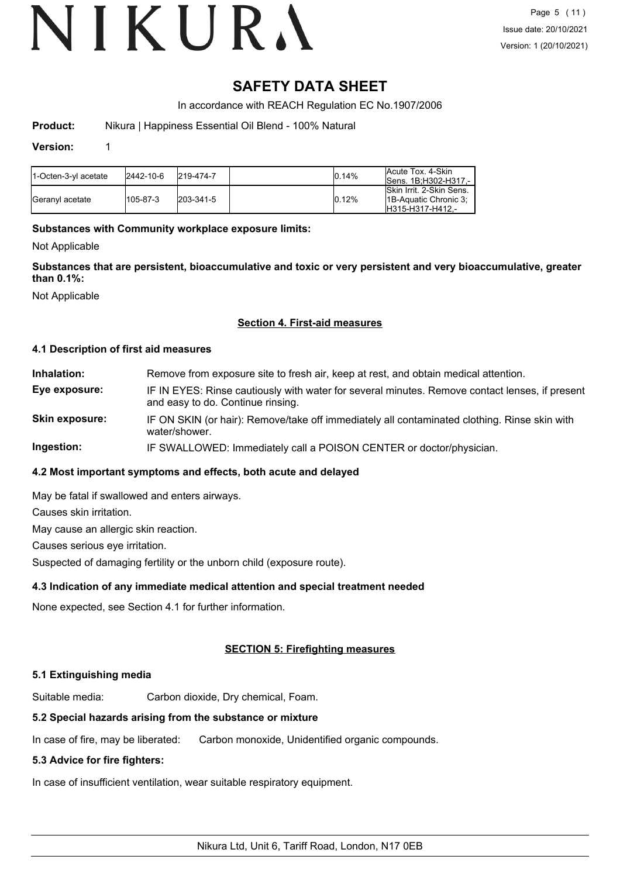| 1-Octen-3-yl acetate | 2442-10-6 | 219-474-7 | | 0.14% | Acute Tox. 4-Skin Sens. 1B;H302-H317,- |
|---|---|---|---|---|---|
| Geranyl acetate | 105-87-3 | 203-341-5 | | 0.12% | Skin Irrit. 2-Skin Sens. 1B-Aquatic Chronic 3;H315-H317-H412,- |

**Substances with Community workplace exposure limits:**

Not Applicable

**Substances that are persistent, bioaccumulative and toxic or very persistent and very bioaccumulative, greater than 0.1%:**

Not Applicable

## Section 4. First-aid measures

### 4.1 Description of first aid measures

**Inhalation:** Remove from exposure site to fresh air, keep at rest, and obtain medical attention.

**Eye exposure:** IF IN EYES: Rinse cautiously with water for several minutes. Remove contact lenses, if present and easy to do. Continue rinsing.

**Skin exposure:** IF ON SKIN (or hair): Remove/take off immediately all contaminated clothing. Rinse skin with water/shower.

**Ingestion:** IF SWALLOWED: Immediately call a POISON CENTER or doctor/physician.

### 4.2 Most important symptoms and effects, both acute and delayed

May be fatal if swallowed and enters airways.

Causes skin irritation.

May cause an allergic skin reaction.

Causes serious eye irritation.

Suspected of damaging fertility or the unborn child (exposure route).

### 4.3 Indication of any immediate medical attention and special treatment needed

None expected, see Section 4.1 for further information.

## SECTION 5: Firefighting measures

### 5.1 Extinguishing media

Suitable media: Carbon dioxide, Dry chemical, Foam.

### 5.2 Special hazards arising from the substance or mixture

In case of fire, may be liberated: Carbon monoxide, Unidentified organic compounds.

### 5.3 Advice for fire fighters:

In case of insufficient ventilation, wear suitable respiratory equipment.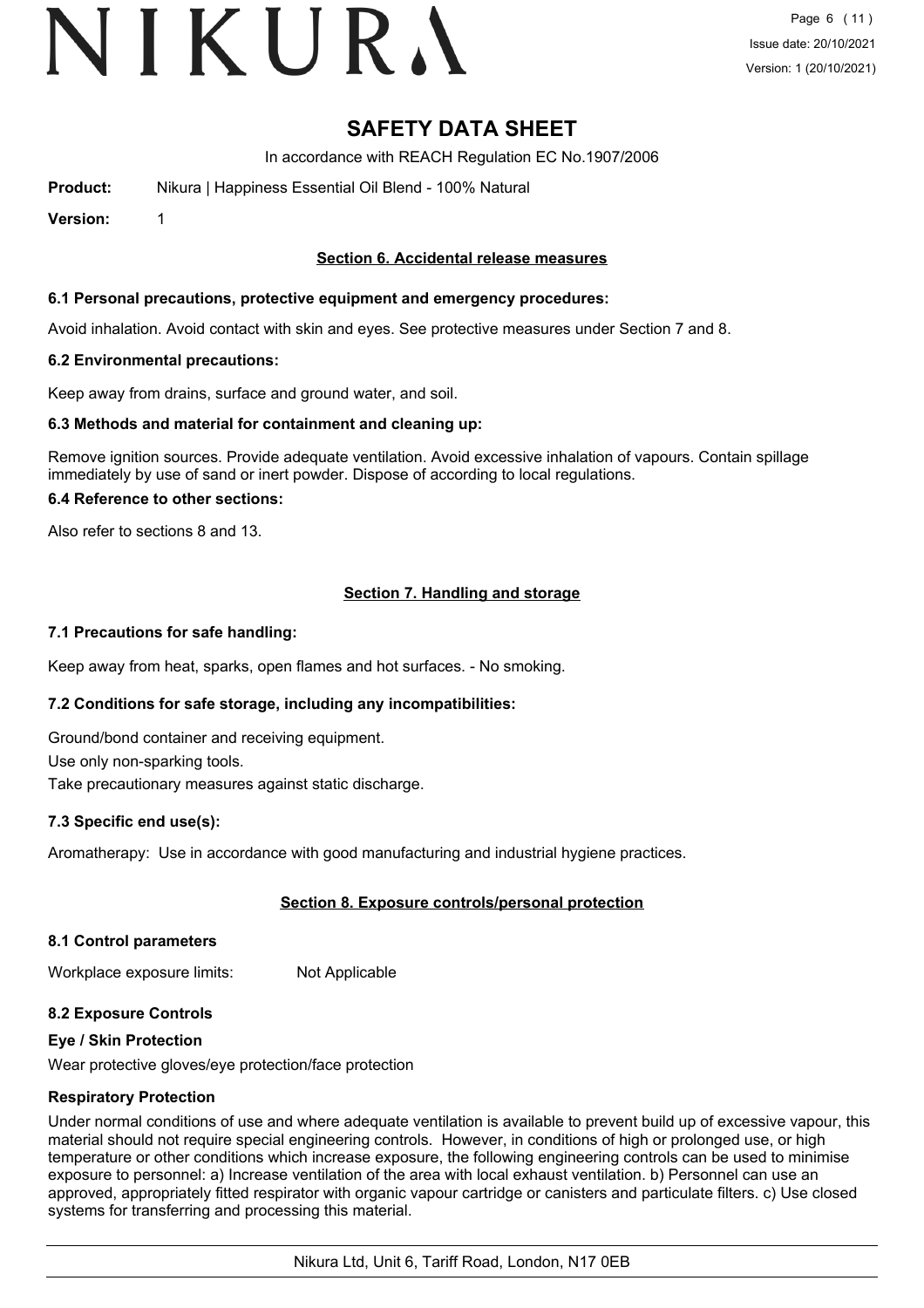# SAFETY DATA SHEET

In accordance with REACH Regulation EC No.1907/2006

**Product:** Nikura | Happiness Essential Oil Blend - 100% Natural

**Version:** 1

## Section 6. Accidental release measures

### 6.1 Personal precautions, protective equipment and emergency procedures:

Avoid inhalation. Avoid contact with skin and eyes. See protective measures under Section 7 and 8.

### 6.2 Environmental precautions:

Keep away from drains, surface and ground water, and soil.

### 6.3 Methods and material for containment and cleaning up:

Remove ignition sources. Provide adequate ventilation. Avoid excessive inhalation of vapours. Contain spillage immediately by use of sand or inert powder. Dispose of according to local regulations.

### 6.4 Reference to other sections:

Also refer to sections 8 and 13.

## Section 7. Handling and storage

### 7.1 Precautions for safe handling:

Keep away from heat, sparks, open flames and hot surfaces. - No smoking.

### 7.2 Conditions for safe storage, including any incompatibilities:

Ground/bond container and receiving equipment.

Use only non-sparking tools.

Take precautionary measures against static discharge.

### 7.3 Specific end use(s):

Aromatherapy: Use in accordance with good manufacturing and industrial hygiene practices.

## Section 8. Exposure controls/personal protection

### 8.1 Control parameters

Workplace exposure limits: Not Applicable

### 8.2 Exposure Controls

**Eye / Skin Protection**

Wear protective gloves/eye protection/face protection

**Respiratory Protection**

Under normal conditions of use and where adequate ventilation is available to prevent build up of excessive vapour, this material should not require special engineering controls. However, in conditions of high or prolonged use, or high temperature or other conditions which increase exposure, the following engineering controls can be used to minimise exposure to personnel: a) Increase ventilation of the area with local exhaust ventilation. b) Personnel can use an approved, appropriately fitted respirator with organic vapour cartridge or canisters and particulate filters. c) Use closed systems for transferring and processing this material.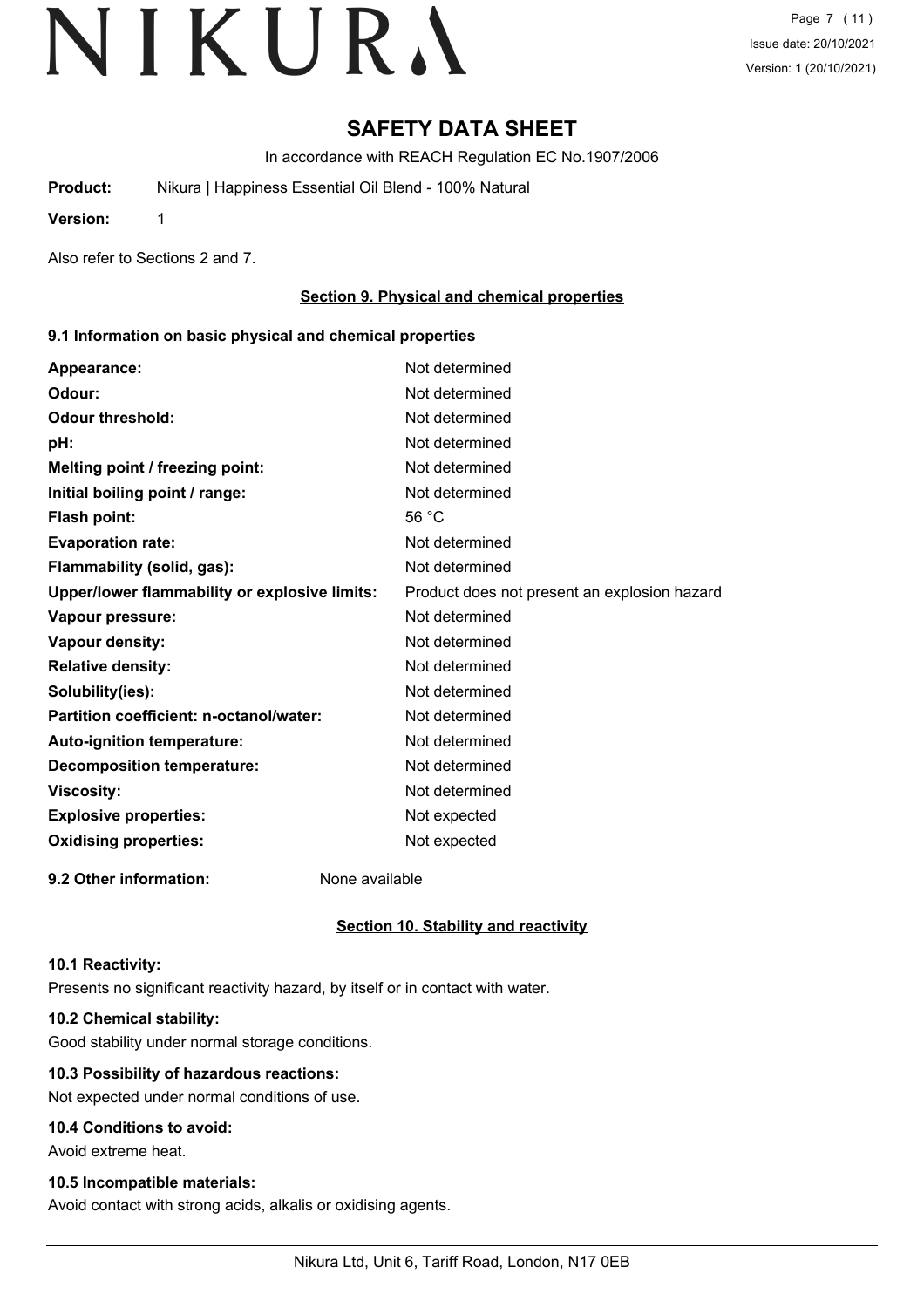# SAFETY DATA SHEET

In accordance with REACH Regulation EC No.1907/2006

**Product:** Nikura | Happiness Essential Oil Blend - 100% Natural

**Version:** 1

Also refer to Sections 2 and 7.

## Section 9. Physical and chemical properties

### 9.1 Information on basic physical and chemical properties

| | |
|---|---|
| **Appearance:** | Not determined |
| **Odour:** | Not determined |
| **Odour threshold:** | Not determined |
| **pH:** | Not determined |
| **Melting point / freezing point:** | Not determined |
| **Initial boiling point / range:** | Not determined |
| **Flash point:** | 56 °C |
| **Evaporation rate:** | Not determined |
| **Flammability (solid, gas):** | Not determined |
| **Upper/lower flammability or explosive limits:** | Product does not present an explosion hazard |
| **Vapour pressure:** | Not determined |
| **Vapour density:** | Not determined |
| **Relative density:** | Not determined |
| **Solubility(ies):** | Not determined |
| **Partition coefficient: n-octanol/water:** | Not determined |
| **Auto-ignition temperature:** | Not determined |
| **Decomposition temperature:** | Not determined |
| **Viscosity:** | Not determined |
| **Explosive properties:** | Not expected |
| **Oxidising properties:** | Not expected |

**9.2 Other information:** None available

## Section 10. Stability and reactivity

### 10.1 Reactivity:

Presents no significant reactivity hazard, by itself or in contact with water.

### 10.2 Chemical stability:

Good stability under normal storage conditions.

### 10.3 Possibility of hazardous reactions:

Not expected under normal conditions of use.

### 10.4 Conditions to avoid:

Avoid extreme heat.

### 10.5 Incompatible materials:

Avoid contact with strong acids, alkalis or oxidising agents.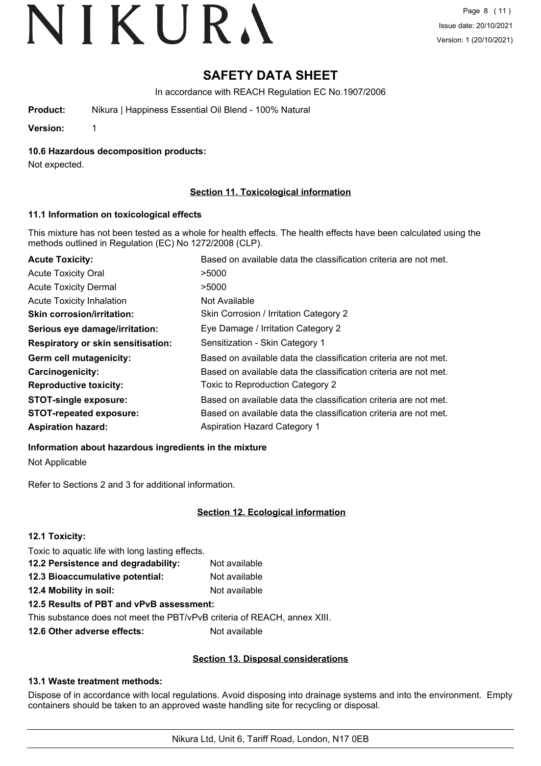# SAFETY DATA SHEET

In accordance with REACH Regulation EC No.1907/2006

**Product:** Nikura | Happiness Essential Oil Blend - 100% Natural

**Version:** 1

**10.6 Hazardous decomposition products:**

Not expected.

## Section 11. Toxicological information

### 11.1 Information on toxicological effects

This mixture has not been tested as a whole for health effects. The health effects have been calculated using the methods outlined in Regulation (EC) No 1272/2008 (CLP).

| | |
|---|---|
| **Acute Toxicity:** | Based on available data the classification criteria are not met. |
| Acute Toxicity Oral | >5000 |
| Acute Toxicity Dermal | >5000 |
| Acute Toxicity Inhalation | Not Available |
| **Skin corrosion/irritation:** | Skin Corrosion / Irritation Category 2 |
| **Serious eye damage/irritation:** | Eye Damage / Irritation Category 2 |
| **Respiratory or skin sensitisation:** | Sensitization - Skin Category 1 |
| **Germ cell mutagenicity:** | Based on available data the classification criteria are not met. |
| **Carcinogenicity:** | Based on available data the classification criteria are not met. |
| **Reproductive toxicity:** | Toxic to Reproduction Category 2 |
| **STOT-single exposure:** | Based on available data the classification criteria are not met. |
| **STOT-repeated exposure:** | Based on available data the classification criteria are not met. |
| **Aspiration hazard:** | Aspiration Hazard Category 1 |

**Information about hazardous ingredients in the mixture**

Not Applicable

Refer to Sections 2 and 3 for additional information.

## Section 12. Ecological information

**12.1 Toxicity:**

Toxic to aquatic life with long lasting effects.

| | |
|---|---|
| **12.2 Persistence and degradability:** | Not available |
| **12.3 Bioaccumulative potential:** | Not available |
| **12.4 Mobility in soil:** | Not available |

**12.5 Results of PBT and vPvB assessment:**

This substance does not meet the PBT/vPvB criteria of REACH, annex XIII.

**12.6 Other adverse effects:** Not available

## Section 13. Disposal considerations

**13.1 Waste treatment methods:**

Dispose of in accordance with local regulations. Avoid disposing into drainage systems and into the environment. Empty containers should be taken to an approved waste handling site for recycling or disposal.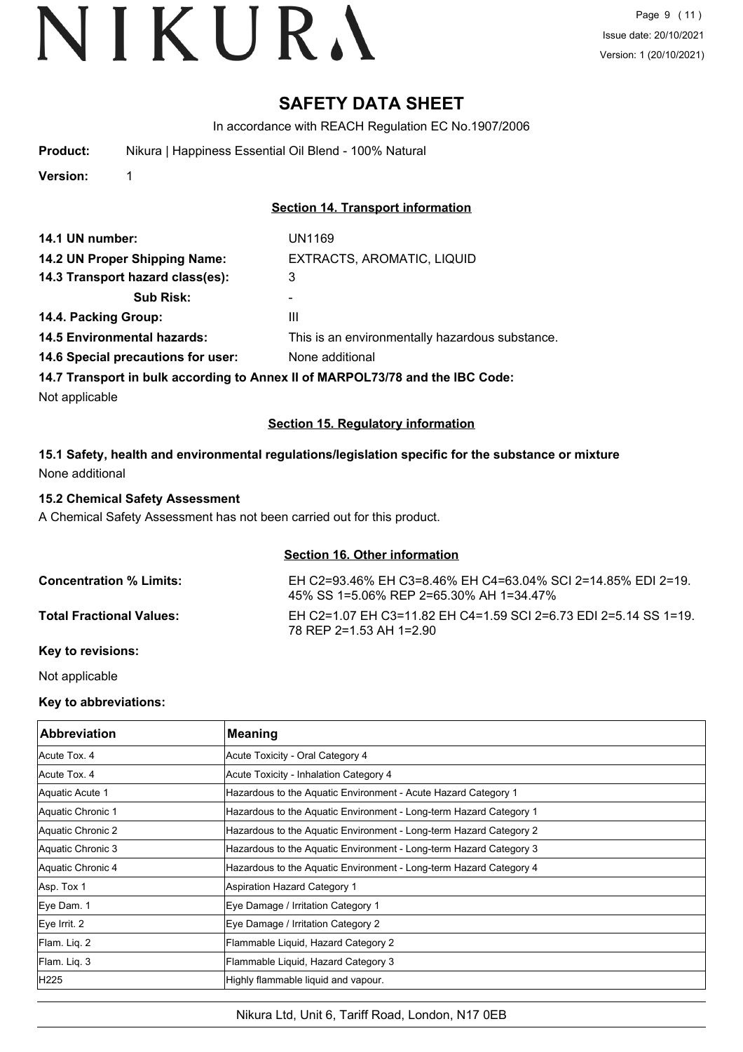# SAFETY DATA SHEET

In accordance with REACH Regulation EC No.1907/2006

**Product:** Nikura | Happiness Essential Oil Blend - 100% Natural

**Version:** 1

## Section 14. Transport information

| | |
|---|---|
| **14.1 UN number:** | UN1169 |
| **14.2 UN Proper Shipping Name:** | EXTRACTS, AROMATIC, LIQUID |
| **14.3 Transport hazard class(es):** | 3 |
| **Sub Risk:** | - |
| **14.4. Packing Group:** | III |
| **14.5 Environmental hazards:** | This is an environmentally hazardous substance. |
| **14.6 Special precautions for user:** | None additional |

**14.7 Transport in bulk according to Annex II of MARPOL73/78 and the IBC Code:**

Not applicable

## Section 15. Regulatory information

**15.1 Safety, health and environmental regulations/legislation specific for the substance or mixture**

None additional

**15.2 Chemical Safety Assessment**

A Chemical Safety Assessment has not been carried out for this product.

## Section 16. Other information

**Concentration % Limits:** EH C2=93.46% EH C3=8.46% EH C4=63.04% SCI 2=14.85% EDI 2=19.45% SS 1=5.06% REP 2=65.30% AH 1=34.47%

**Total Fractional Values:** EH C2=1.07 EH C3=11.82 EH C4=1.59 SCI 2=6.73 EDI 2=5.14 SS 1=19.78 REP 2=1.53 AH 1=2.90

**Key to revisions:**

Not applicable

**Key to abbreviations:**

| Abbreviation | Meaning |
|---|---|
| Acute Tox. 4 | Acute Toxicity - Oral Category 4 |
| Acute Tox. 4 | Acute Toxicity - Inhalation Category 4 |
| Aquatic Acute 1 | Hazardous to the Aquatic Environment - Acute Hazard Category 1 |
| Aquatic Chronic 1 | Hazardous to the Aquatic Environment - Long-term Hazard Category 1 |
| Aquatic Chronic 2 | Hazardous to the Aquatic Environment - Long-term Hazard Category 2 |
| Aquatic Chronic 3 | Hazardous to the Aquatic Environment - Long-term Hazard Category 3 |
| Aquatic Chronic 4 | Hazardous to the Aquatic Environment - Long-term Hazard Category 4 |
| Asp. Tox 1 | Aspiration Hazard Category 1 |
| Eye Dam. 1 | Eye Damage / Irritation Category 1 |
| Eye Irrit. 2 | Eye Damage / Irritation Category 2 |
| Flam. Liq. 2 | Flammable Liquid, Hazard Category 2 |
| Flam. Liq. 3 | Flammable Liquid, Hazard Category 3 |
| H225 | Highly flammable liquid and vapour. |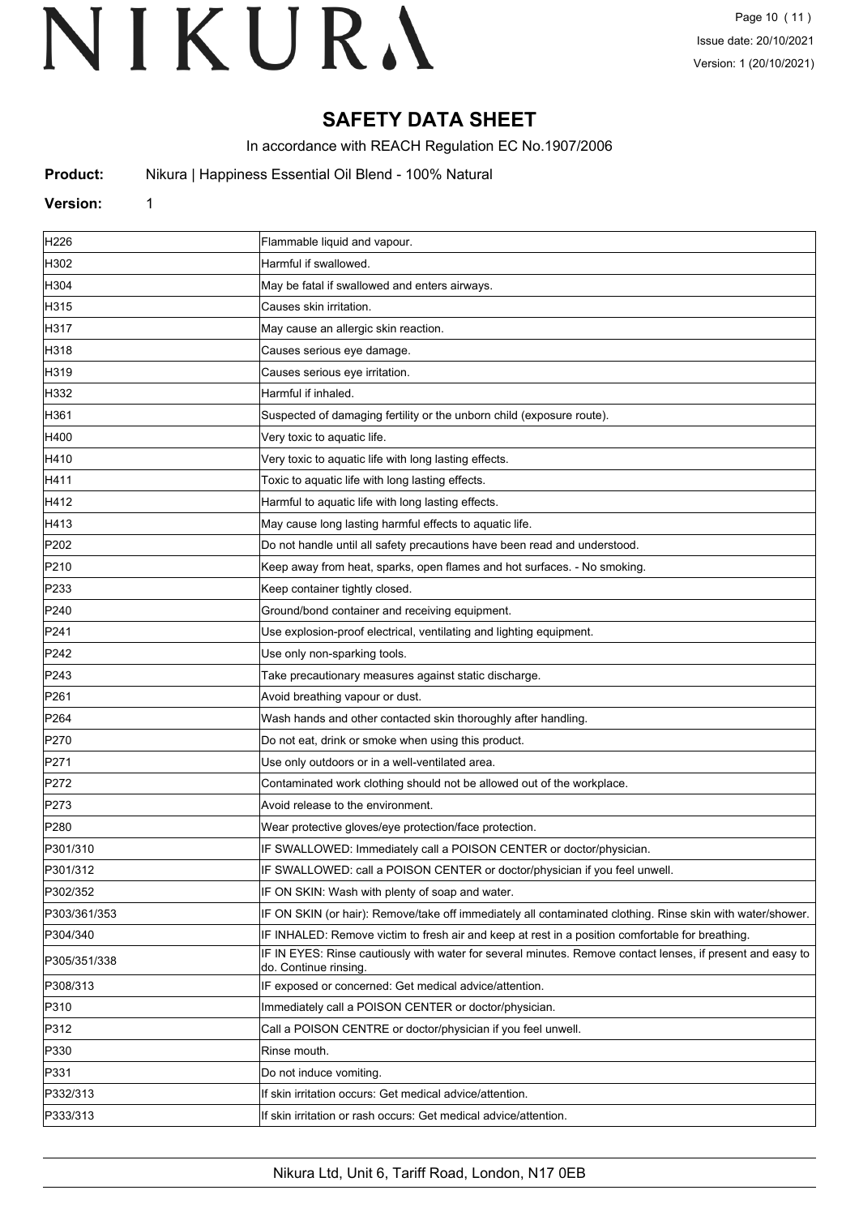# SAFETY DATA SHEET

In accordance with REACH Regulation EC No.1907/2006

**Product:** Nikura | Happiness Essential Oil Blend - 100% Natural

**Version:** 1

| | |
|---|---|
| H226 | Flammable liquid and vapour. |
| H302 | Harmful if swallowed. |
| H304 | May be fatal if swallowed and enters airways. |
| H315 | Causes skin irritation. |
| H317 | May cause an allergic skin reaction. |
| H318 | Causes serious eye damage. |
| H319 | Causes serious eye irritation. |
| H332 | Harmful if inhaled. |
| H361 | Suspected of damaging fertility or the unborn child (exposure route). |
| H400 | Very toxic to aquatic life. |
| H410 | Very toxic to aquatic life with long lasting effects. |
| H411 | Toxic to aquatic life with long lasting effects. |
| H412 | Harmful to aquatic life with long lasting effects. |
| H413 | May cause long lasting harmful effects to aquatic life. |
| P202 | Do not handle until all safety precautions have been read and understood. |
| P210 | Keep away from heat, sparks, open flames and hot surfaces. - No smoking. |
| P233 | Keep container tightly closed. |
| P240 | Ground/bond container and receiving equipment. |
| P241 | Use explosion-proof electrical, ventilating and lighting equipment. |
| P242 | Use only non-sparking tools. |
| P243 | Take precautionary measures against static discharge. |
| P261 | Avoid breathing vapour or dust. |
| P264 | Wash hands and other contacted skin thoroughly after handling. |
| P270 | Do not eat, drink or smoke when using this product. |
| P271 | Use only outdoors or in a well-ventilated area. |
| P272 | Contaminated work clothing should not be allowed out of the workplace. |
| P273 | Avoid release to the environment. |
| P280 | Wear protective gloves/eye protection/face protection. |
| P301/310 | IF SWALLOWED: Immediately call a POISON CENTER or doctor/physician. |
| P301/312 | IF SWALLOWED: call a POISON CENTER or doctor/physician if you feel unwell. |
| P302/352 | IF ON SKIN: Wash with plenty of soap and water. |
| P303/361/353 | IF ON SKIN (or hair): Remove/take off immediately all contaminated clothing. Rinse skin with water/shower. |
| P304/340 | IF INHALED: Remove victim to fresh air and keep at rest in a position comfortable for breathing. |
| P305/351/338 | IF IN EYES: Rinse cautiously with water for several minutes. Remove contact lenses, if present and easy to do. Continue rinsing. |
| P308/313 | IF exposed or concerned: Get medical advice/attention. |
| P310 | Immediately call a POISON CENTER or doctor/physician. |
| P312 | Call a POISON CENTRE or doctor/physician if you feel unwell. |
| P330 | Rinse mouth. |
| P331 | Do not induce vomiting. |
| P332/313 | If skin irritation occurs: Get medical advice/attention. |
| P333/313 | If skin irritation or rash occurs: Get medical advice/attention. |

Nikura Ltd, Unit 6, Tariff Road, London, N17 0EB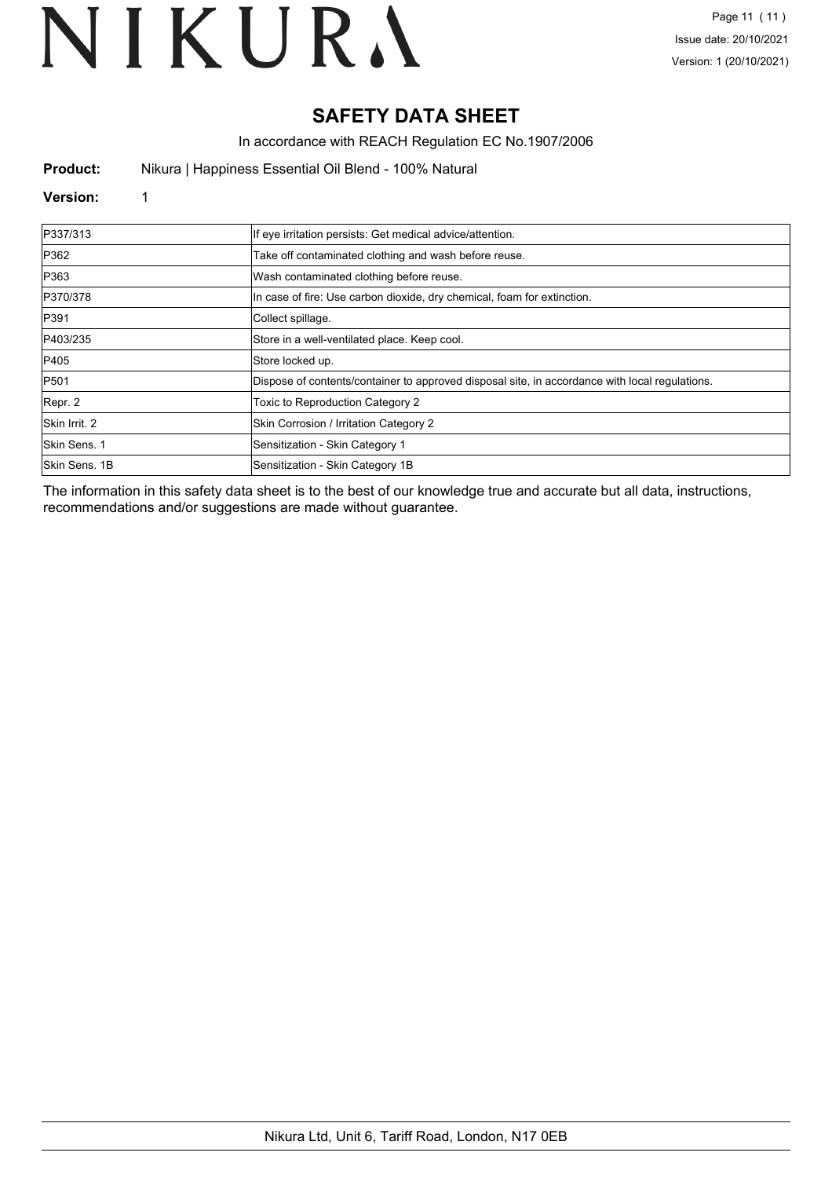# SAFETY DATA SHEET

In accordance with REACH Regulation EC No.1907/2006

**Product:** Nikura | Happiness Essential Oil Blend - 100% Natural

**Version:** 1

| | |
|---|---|
| P337/313 | If eye irritation persists: Get medical advice/attention. |
| P362 | Take off contaminated clothing and wash before reuse. |
| P363 | Wash contaminated clothing before reuse. |
| P370/378 | In case of fire: Use carbon dioxide, dry chemical, foam for extinction. |
| P391 | Collect spillage. |
| P403/235 | Store in a well-ventilated place. Keep cool. |
| P405 | Store locked up. |
| P501 | Dispose of contents/container to approved disposal site, in accordance with local regulations. |
| Repr. 2 | Toxic to Reproduction Category 2 |
| Skin Irrit. 2 | Skin Corrosion / Irritation Category 2 |
| Skin Sens. 1 | Sensitization - Skin Category 1 |
| Skin Sens. 1B | Sensitization - Skin Category 1B |

The information in this safety data sheet is to the best of our knowledge true and accurate but all data, instructions, recommendations and/or suggestions are made without guarantee.

Nikura Ltd, Unit 6, Tariff Road, London, N17 0EB